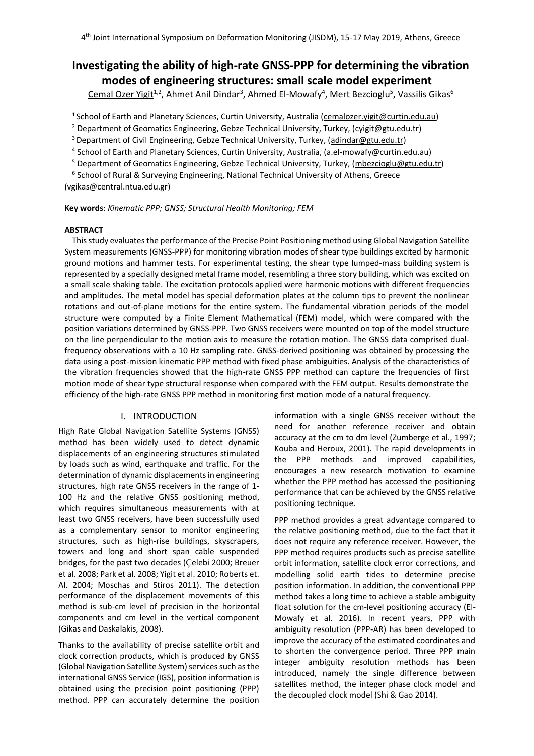# Investigating the ability of high-rate GNSS-PPP for determining the vibration modes of engineering structures: small scale model experiment

Cemal Ozer Yigit[1,2], Ahmet Anil Dindar[3], Ahmed El-Mowafy[4], Mert Bezcioglu[5], Vassilis Gikas[6]

[1] School of Earth and Planetary Sciences, Curtin University, Australia (cemalozer.yigit@curtin.edu.au)

[2] Department of Geomatics Engineering, Gebze Technical University, Turkey, (cyigit@gtu.edu.tr)

[3] Department of Civil Engineering, Gebze Technical University, Turkey, (adindar@gtu.edu.tr)

[4] School of Earth and Planetary Sciences, Curtin University, Australia, (a.el-mowafy@curtin.edu.au)

[5] Department of Geomatics Engineering, Gebze Technical University, Turkey, (mbezcioglu@gtu.edu.tr)

[6] School of Rural & Surveying Engineering, National Technical University of Athens, Greece (vgikas@central.ntua.edu.gr)

**Key words**: *Kinematic PPP; GNSS; Structural Health Monitoring; FEM*

## ABSTRACT

This study evaluates the performance of the Precise Point Positioning method using Global Navigation Satellite System measurements (GNSS-PPP) for monitoring vibration modes of shear type buildings excited by harmonic ground motions and hammer tests. For experimental testing, the shear type lumped-mass building system is represented by a specially designed metal frame model, resembling a three story building, which was excited on a small scale shaking table. The excitation protocols applied were harmonic motions with different frequencies and amplitudes. The metal model has special deformation plates at the column tips to prevent the nonlinear rotations and out-of-plane motions for the entire system. The fundamental vibration periods of the model structure were computed by a Finite Element Mathematical (FEM) model, which were compared with the position variations determined by GNSS-PPP. Two GNSS receivers were mounted on top of the model structure on the line perpendicular to the motion axis to measure the rotation motion. The GNSS data comprised dual-frequency observations with a 10 Hz sampling rate. GNSS-derived positioning was obtained by processing the data using a post-mission kinematic PPP method with fixed phase ambiguities. Analysis of the characteristics of the vibration frequencies showed that the high-rate GNSS PPP method can capture the frequencies of first motion mode of shear type structural response when compared with the FEM output. Results demonstrate the efficiency of the high-rate GNSS PPP method in monitoring first motion mode of a natural frequency.

## I. INTRODUCTION

High Rate Global Navigation Satellite Systems (GNSS) method has been widely used to detect dynamic displacements of an engineering structures stimulated by loads such as wind, earthquake and traffic. For the determination of dynamic displacements in engineering structures, high rate GNSS receivers in the range of 1-100 Hz and the relative GNSS positioning method, which requires simultaneous measurements with at least two GNSS receivers, have been successfully used as a complementary sensor to monitor engineering structures, such as high-rise buildings, skyscrapers, towers and long and short span cable suspended bridges, for the past two decades (Çelebi 2000; Breuer et al. 2008; Park et al. 2008; Yigit et al. 2010; Roberts et. Al. 2004; Moschas and Stiros 2011). The detection performance of the displacement movements of this method is sub-cm level of precision in the horizontal components and cm level in the vertical component (Gikas and Daskalakis, 2008).

Thanks to the availability of precise satellite orbit and clock correction products, which is produced by GNSS (Global Navigation Satellite System) services such as the international GNSS Service (IGS), position information is obtained using the precision point positioning (PPP) method. PPP can accurately determine the position information with a single GNSS receiver without the need for another reference receiver and obtain accuracy at the cm to dm level (Zumberge et al., 1997; Kouba and Heroux, 2001). The rapid developments in the PPP methods and improved capabilities, encourages a new research motivation to examine whether the PPP method has accessed the positioning performance that can be achieved by the GNSS relative positioning technique.

PPP method provides a great advantage compared to the relative positioning method, due to the fact that it does not require any reference receiver. However, the PPP method requires products such as precise satellite orbit information, satellite clock error corrections, and modelling solid earth tides to determine precise position information. In addition, the conventional PPP method takes a long time to achieve a stable ambiguity float solution for the cm-level positioning accuracy (El-Mowafy et al. 2016). In recent years, PPP with ambiguity resolution (PPP-AR) has been developed to improve the accuracy of the estimated coordinates and to shorten the convergence period. Three PPP main integer ambiguity resolution methods has been introduced, namely the single difference between satellites method, the integer phase clock model and the decoupled clock model (Shi & Gao 2014).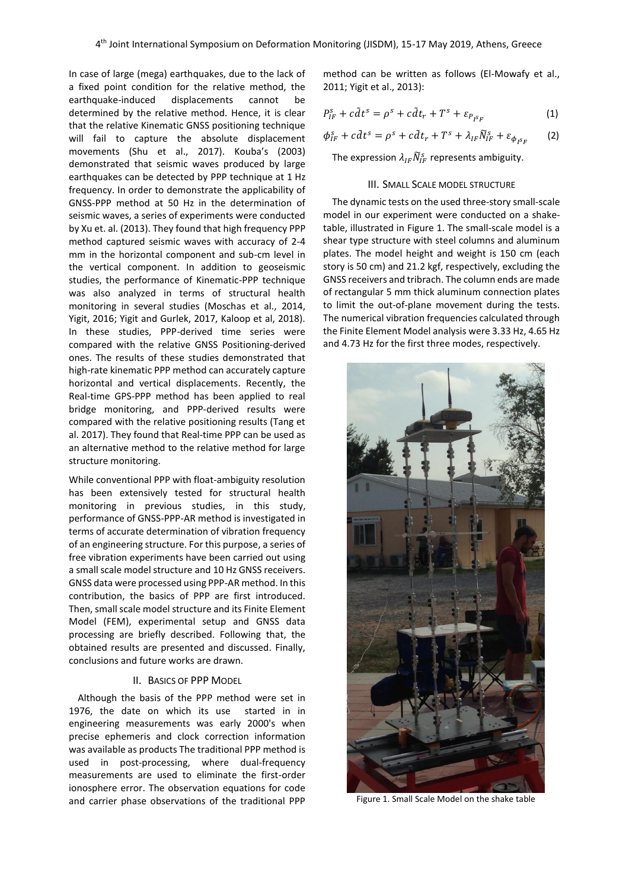In case of large (mega) earthquakes, due to the lack of a fixed point condition for the relative method, the earthquake-induced displacements cannot be determined by the relative method. Hence, it is clear that the relative Kinematic GNSS positioning technique will fail to capture the absolute displacement movements (Shu et al., 2017). Kouba's (2003) demonstrated that seismic waves produced by large earthquakes can be detected by PPP technique at 1 Hz frequency. In order to demonstrate the applicability of GNSS-PPP method at 50 Hz in the determination of seismic waves, a series of experiments were conducted by Xu et. al. (2013). They found that high frequency PPP method captured seismic waves with accuracy of 2-4 mm in the horizontal component and sub-cm level in the vertical component. In addition to geoseismic studies, the performance of Kinematic-PPP technique was also analyzed in terms of structural health monitoring in several studies (Moschas et al., 2014, Yigit, 2016; Yigit and Gurlek, 2017, Kaloop et al, 2018). In these studies, PPP-derived time series were compared with the relative GNSS Positioning-derived ones. The results of these studies demonstrated that high-rate kinematic PPP method can accurately capture horizontal and vertical displacements. Recently, the Real-time GPS-PPP method has been applied to real bridge monitoring, and PPP-derived results were compared with the relative positioning results (Tang et al. 2017). They found that Real-time PPP can be used as an alternative method to the relative method for large structure monitoring.

While conventional PPP with float-ambiguity resolution has been extensively tested for structural health monitoring in previous studies, in this study, performance of GNSS-PPP-AR method is investigated in terms of accurate determination of vibration frequency of an engineering structure. For this purpose, a series of free vibration experiments have been carried out using a small scale model structure and 10 Hz GNSS receivers. GNSS data were processed using PPP-AR method. In this contribution, the basics of PPP are first introduced. Then, small scale model structure and its Finite Element Model (FEM), experimental setup and GNSS data processing are briefly described. Following that, the obtained results are presented and discussed. Finally, conclusions and future works are drawn.

## II. Basics of PPP Model

Although the basis of the PPP method were set in 1976, the date on which its use started in in engineering measurements was early 2000's when precise ephemeris and clock correction information was available as products The traditional PPP method is used in post-processing, where dual-frequency measurements are used to eliminate the first-order ionosphere error. The observation equations for code and carrier phase observations of the traditional PPP method can be written as follows (El-Mowafy et al., 2011; Yigit et al., 2013):

$$P_{IF}^{s} + c\tilde{d}t^{s} = \rho^{s} + c\tilde{d}t_{r} + T^{s} + \varepsilon_{P_{IF}^{s}} \quad (1)$$

$$\phi_{IF}^{s} + c\tilde{d}t^{s} = \rho^{s} + c\tilde{d}t_{r} + T^{s} + \lambda_{IF}\tilde{N}_{IF}^{s} + \varepsilon_{\phi_{IF}^{s}} \quad (2)$$

The expression $\lambda_{IF}\tilde{N}_{IF}^{s}$ represents ambiguity.

## III. Small Scale model structure

The dynamic tests on the used three-story small-scale model in our experiment were conducted on a shake-table, illustrated in Figure 1. The small-scale model is a shear type structure with steel columns and aluminum plates. The model height and weight is 150 cm (each story is 50 cm) and 21.2 kgf, respectively, excluding the GNSS receivers and tribrach. The column ends are made of rectangular 5 mm thick aluminum connection plates to limit the out-of-plane movement during the tests. The numerical vibration frequencies calculated through the Finite Element Model analysis were 3.33 Hz, 4.65 Hz and 4.73 Hz for the first three modes, respectively.

Figure 1. Small Scale Model on the shake table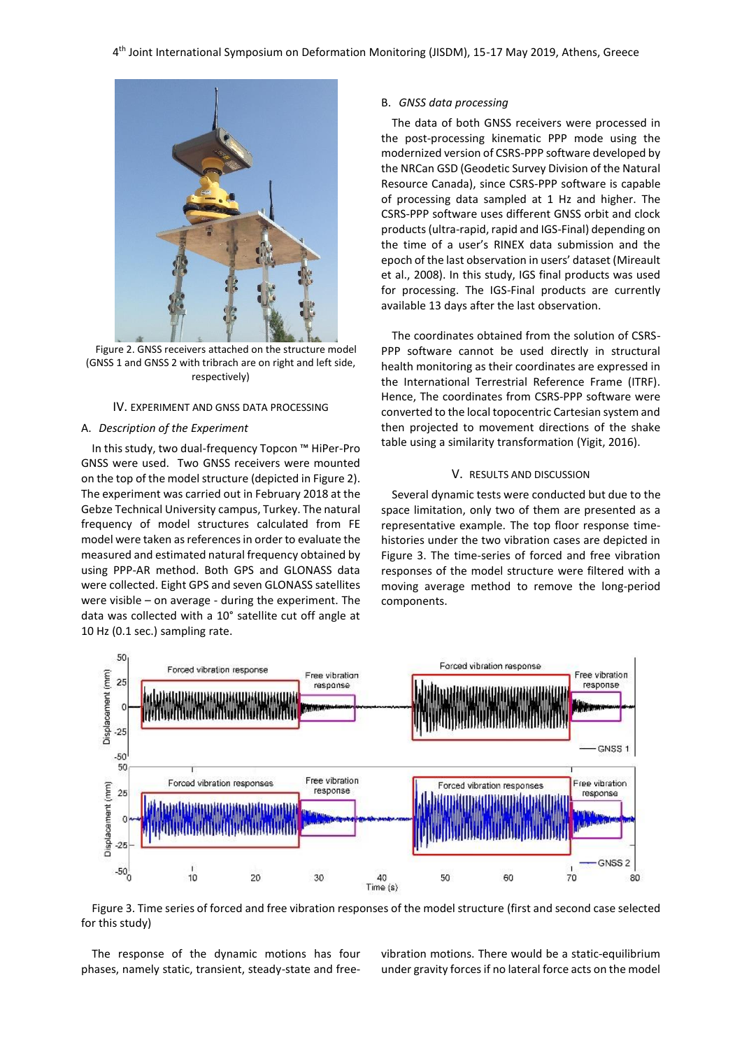Figure 2. GNSS receivers attached on the structure model (GNSS 1 and GNSS 2 with tribrach are on right and left side, respectively)

## IV. EXPERIMENT AND GNSS DATA PROCESSING

### A. *Description of the Experiment*

In this study, two dual-frequency Topcon ™ HiPer-Pro GNSS were used. Two GNSS receivers were mounted on the top of the model structure (depicted in Figure 2). The experiment was carried out in February 2018 at the Gebze Technical University campus, Turkey. The natural frequency of model structures calculated from FE model were taken as references in order to evaluate the measured and estimated natural frequency obtained by using PPP-AR method. Both GPS and GLONASS data were collected. Eight GPS and seven GLONASS satellites were visible – on average - during the experiment. The data was collected with a 10° satellite cut off angle at 10 Hz (0.1 sec.) sampling rate.

### B. *GNSS data processing*

The data of both GNSS receivers were processed in the post-processing kinematic PPP mode using the modernized version of CSRS-PPP software developed by the NRCan GSD (Geodetic Survey Division of the Natural Resource Canada), since CSRS-PPP software is capable of processing data sampled at 1 Hz and higher. The CSRS-PPP software uses different GNSS orbit and clock products (ultra-rapid, rapid and IGS-Final) depending on the time of a user's RINEX data submission and the epoch of the last observation in users' dataset (Mireault et al., 2008). In this study, IGS final products was used for processing. The IGS-Final products are currently available 13 days after the last observation.

The coordinates obtained from the solution of CSRS-PPP software cannot be used directly in structural health monitoring as their coordinates are expressed in the International Terrestrial Reference Frame (ITRF). Hence, The coordinates from CSRS-PPP software were converted to the local topocentric Cartesian system and then projected to movement directions of the shake table using a similarity transformation (Yigit, 2016).

## V. RESULTS AND DISCUSSION

Several dynamic tests were conducted but due to the space limitation, only two of them are presented as a representative example. The top floor response time-histories under the two vibration cases are depicted in Figure 3. The time-series of forced and free vibration responses of the model structure were filtered with a moving average method to remove the long-period components.

Figure 3. Time series of forced and free vibration responses of the model structure (first and second case selected for this study)

The response of the dynamic motions has four phases, namely static, transient, steady-state and free-vibration motions. There would be a static-equilibrium under gravity forces if no lateral force acts on the model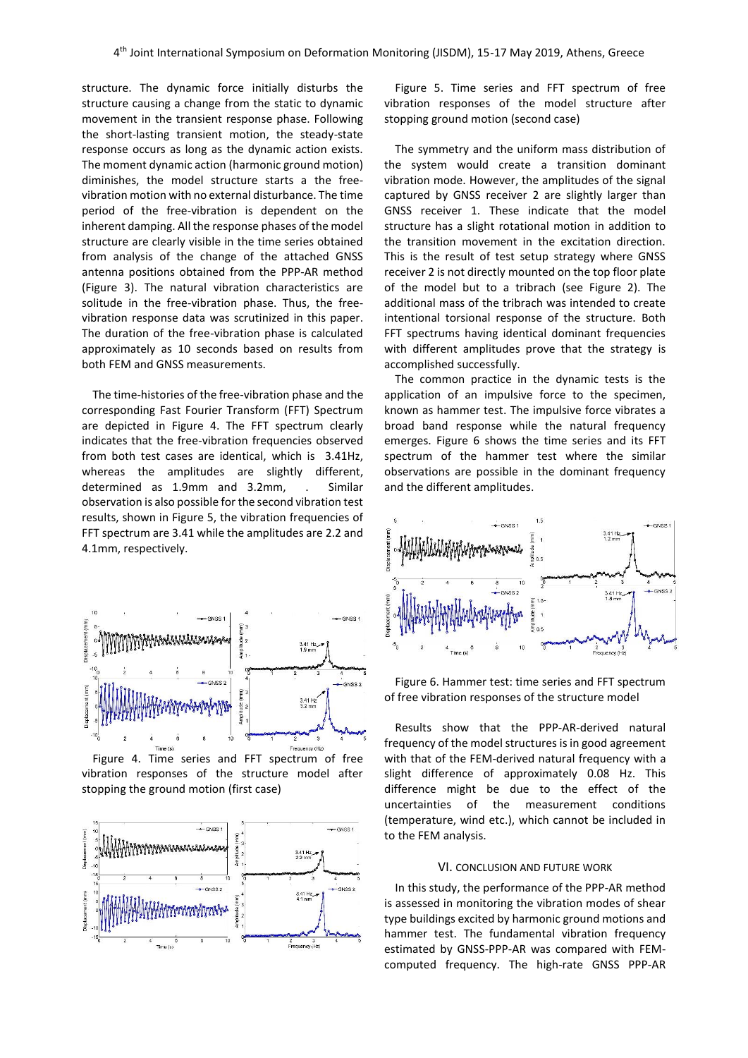structure. The dynamic force initially disturbs the structure causing a change from the static to dynamic movement in the transient response phase. Following the short-lasting transient motion, the steady-state response occurs as long as the dynamic action exists. The moment dynamic action (harmonic ground motion) diminishes, the model structure starts a the free-vibration motion with no external disturbance. The time period of the free-vibration is dependent on the inherent damping. All the response phases of the model structure are clearly visible in the time series obtained from analysis of the change of the attached GNSS antenna positions obtained from the PPP-AR method (Figure 3). The natural vibration characteristics are solitude in the free-vibration phase. Thus, the free-vibration response data was scrutinized in this paper. The duration of the free-vibration phase is calculated approximately as 10 seconds based on results from both FEM and GNSS measurements.

The time-histories of the free-vibration phase and the corresponding Fast Fourier Transform (FFT) Spectrum are depicted in Figure 4. The FFT spectrum clearly indicates that the free-vibration frequencies observed from both test cases are identical, which is 3.41Hz, whereas the amplitudes are slightly different, determined as 1.9mm and 3.2mm, . Similar observation is also possible for the second vibration test results, shown in Figure 5, the vibration frequencies of FFT spectrum are 3.41 while the amplitudes are 2.2 and 4.1mm, respectively.

Figure 4. Time series and FFT spectrum of free vibration responses of the structure model after stopping the ground motion (first case)

Figure 5. Time series and FFT spectrum of free vibration responses of the model structure after stopping ground motion (second case)

The symmetry and the uniform mass distribution of the system would create a transition dominant vibration mode. However, the amplitudes of the signal captured by GNSS receiver 2 are slightly larger than GNSS receiver 1. These indicate that the model structure has a slight rotational motion in addition to the transition movement in the excitation direction. This is the result of test setup strategy where GNSS receiver 2 is not directly mounted on the top floor plate of the model but to a tribrach (see Figure 2). The additional mass of the tribrach was intended to create intentional torsional response of the structure. Both FFT spectrums having identical dominant frequencies with different amplitudes prove that the strategy is accomplished successfully.

The common practice in the dynamic tests is the application of an impulsive force to the specimen, known as hammer test. The impulsive force vibrates a broad band response while the natural frequency emerges. Figure 6 shows the time series and its FFT spectrum of the hammer test where the similar observations are possible in the dominant frequency and the different amplitudes.

Figure 6. Hammer test: time series and FFT spectrum of free vibration responses of the structure model

Results show that the PPP-AR-derived natural frequency of the model structures is in good agreement with that of the FEM-derived natural frequency with a slight difference of approximately 0.08 Hz. This difference might be due to the effect of the uncertainties of the measurement conditions (temperature, wind etc.), which cannot be included in to the FEM analysis.

## VI. CONCLUSION AND FUTURE WORK

In this study, the performance of the PPP-AR method is assessed in monitoring the vibration modes of shear type buildings excited by harmonic ground motions and hammer test. The fundamental vibration frequency estimated by GNSS-PPP-AR was compared with FEM-computed frequency. The high-rate GNSS PPP-AR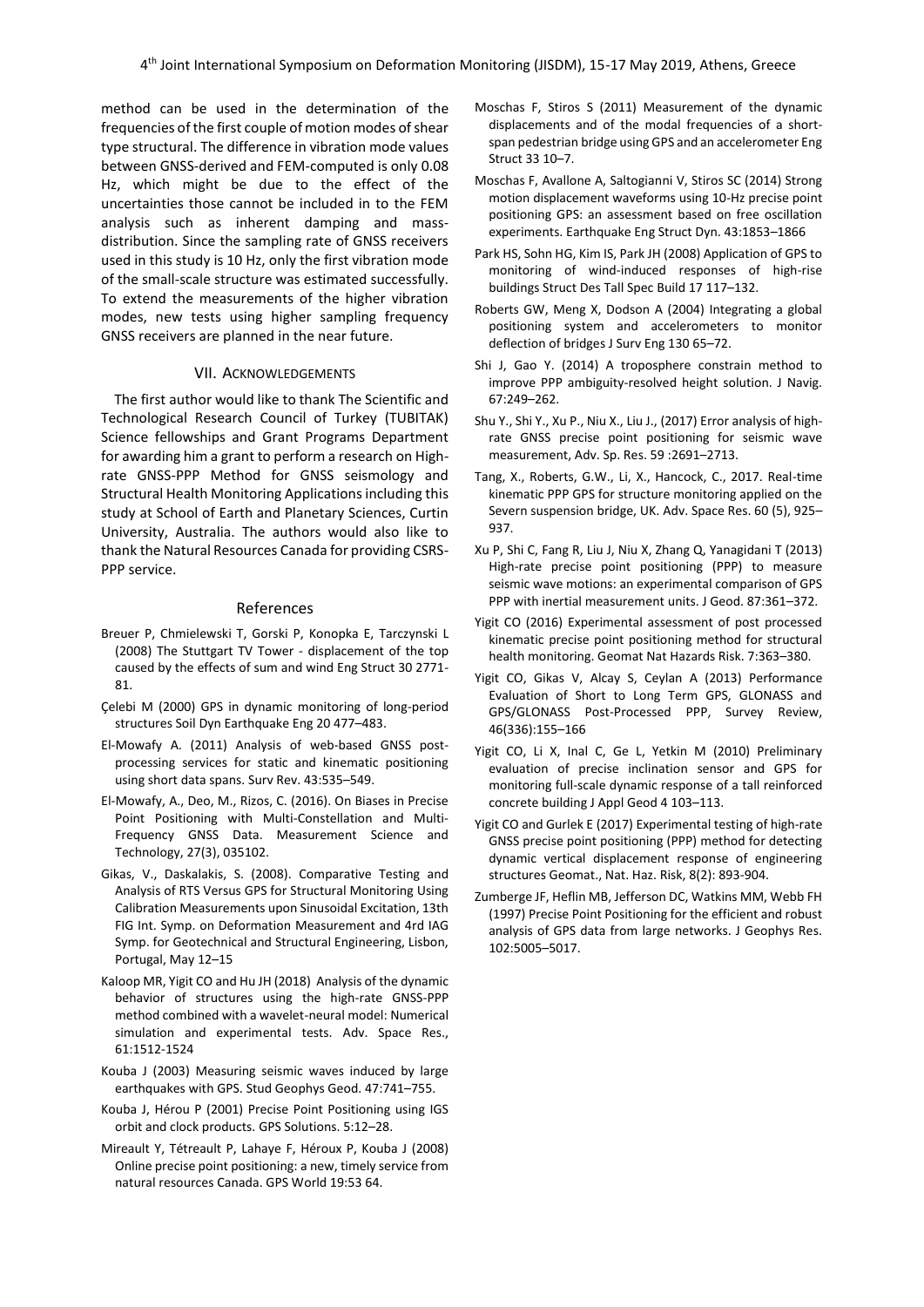method can be used in the determination of the frequencies of the first couple of motion modes of shear type structural. The difference in vibration mode values between GNSS-derived and FEM-computed is only 0.08 Hz, which might be due to the effect of the uncertainties those cannot be included in to the FEM analysis such as inherent damping and mass-distribution. Since the sampling rate of GNSS receivers used in this study is 10 Hz, only the first vibration mode of the small-scale structure was estimated successfully. To extend the measurements of the higher vibration modes, new tests using higher sampling frequency GNSS receivers are planned in the near future.

## VII. Acknowledgements

The first author would like to thank The Scientific and Technological Research Council of Turkey (TUBITAK) Science fellowships and Grant Programs Department for awarding him a grant to perform a research on High-rate GNSS-PPP Method for GNSS seismology and Structural Health Monitoring Applications including this study at School of Earth and Planetary Sciences, Curtin University, Australia. The authors would also like to thank the Natural Resources Canada for providing CSRS-PPP service.

## References

Breuer P, Chmielewski T, Gorski P, Konopka E, Tarczynski L (2008) The Stuttgart TV Tower - displacement of the top caused by the effects of sum and wind Eng Struct 30 2771-81.

Çelebi M (2000) GPS in dynamic monitoring of long-period structures Soil Dyn Earthquake Eng 20 477–483.

El-Mowafy A. (2011) Analysis of web-based GNSS post-processing services for static and kinematic positioning using short data spans. Surv Rev. 43:535–549.

El-Mowafy, A., Deo, M., Rizos, C. (2016). On Biases in Precise Point Positioning with Multi-Constellation and Multi-Frequency GNSS Data. Measurement Science and Technology, 27(3), 035102.

Gikas, V., Daskalakis, S. (2008). Comparative Testing and Analysis of RTS Versus GPS for Structural Monitoring Using Calibration Measurements upon Sinusoidal Excitation, 13th FIG Int. Symp. on Deformation Measurement and 4rd IAG Symp. for Geotechnical and Structural Engineering, Lisbon, Portugal, May 12–15

Kaloop MR, Yigit CO and Hu JH (2018) Analysis of the dynamic behavior of structures using the high-rate GNSS-PPP method combined with a wavelet-neural model: Numerical simulation and experimental tests. Adv. Space Res., 61:1512-1524

Kouba J (2003) Measuring seismic waves induced by large earthquakes with GPS. Stud Geophys Geod. 47:741–755.

Kouba J, Hérou P (2001) Precise Point Positioning using IGS orbit and clock products. GPS Solutions. 5:12–28.

Mireault Y, Tétreault P, Lahaye F, Héroux P, Kouba J (2008) Online precise point positioning: a new, timely service from natural resources Canada. GPS World 19:53 64.

Moschas F, Stiros S (2011) Measurement of the dynamic displacements and of the modal frequencies of a short-span pedestrian bridge using GPS and an accelerometer Eng Struct 33 10–7.

Moschas F, Avallone A, Saltogianni V, Stiros SC (2014) Strong motion displacement waveforms using 10-Hz precise point positioning GPS: an assessment based on free oscillation experiments. Earthquake Eng Struct Dyn. 43:1853–1866

Park HS, Sohn HG, Kim IS, Park JH (2008) Application of GPS to monitoring of wind-induced responses of high-rise buildings Struct Des Tall Spec Build 17 117–132.

Roberts GW, Meng X, Dodson A (2004) Integrating a global positioning system and accelerometers to monitor deflection of bridges J Surv Eng 130 65–72.

Shi J, Gao Y. (2014) A troposphere constrain method to improve PPP ambiguity-resolved height solution. J Navig. 67:249–262.

Shu Y., Shi Y., Xu P., Niu X., Liu J., (2017) Error analysis of high-rate GNSS precise point positioning for seismic wave measurement, Adv. Sp. Res. 59 :2691–2713.

Tang, X., Roberts, G.W., Li, X., Hancock, C., 2017. Real-time kinematic PPP GPS for structure monitoring applied on the Severn suspension bridge, UK. Adv. Space Res. 60 (5), 925–937.

Xu P, Shi C, Fang R, Liu J, Niu X, Zhang Q, Yanagidani T (2013) High-rate precise point positioning (PPP) to measure seismic wave motions: an experimental comparison of GPS PPP with inertial measurement units. J Geod. 87:361–372.

Yigit CO (2016) Experimental assessment of post processed kinematic precise point positioning method for structural health monitoring. Geomat Nat Hazards Risk. 7:363–380.

Yigit CO, Gikas V, Alcay S, Ceylan A (2013) Performance Evaluation of Short to Long Term GPS, GLONASS and GPS/GLONASS Post-Processed PPP, Survey Review, 46(336):155–166

Yigit CO, Li X, Inal C, Ge L, Yetkin M (2010) Preliminary evaluation of precise inclination sensor and GPS for monitoring full-scale dynamic response of a tall reinforced concrete building J Appl Geod 4 103–113.

Yigit CO and Gurlek E (2017) Experimental testing of high-rate GNSS precise point positioning (PPP) method for detecting dynamic vertical displacement response of engineering structures Geomat., Nat. Haz. Risk, 8(2): 893-904.

Zumberge JF, Heflin MB, Jefferson DC, Watkins MM, Webb FH (1997) Precise Point Positioning for the efficient and robust analysis of GPS data from large networks. J Geophys Res. 102:5005–5017.